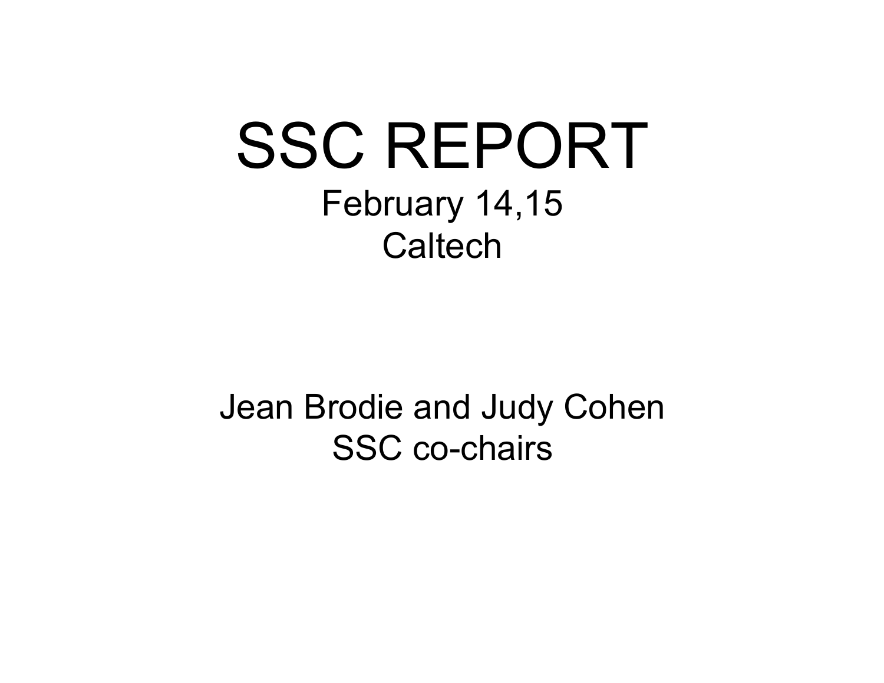# SSC REPORT

February 14,15
Caltech

Jean Brodie and Judy Cohen
SSC co-chairs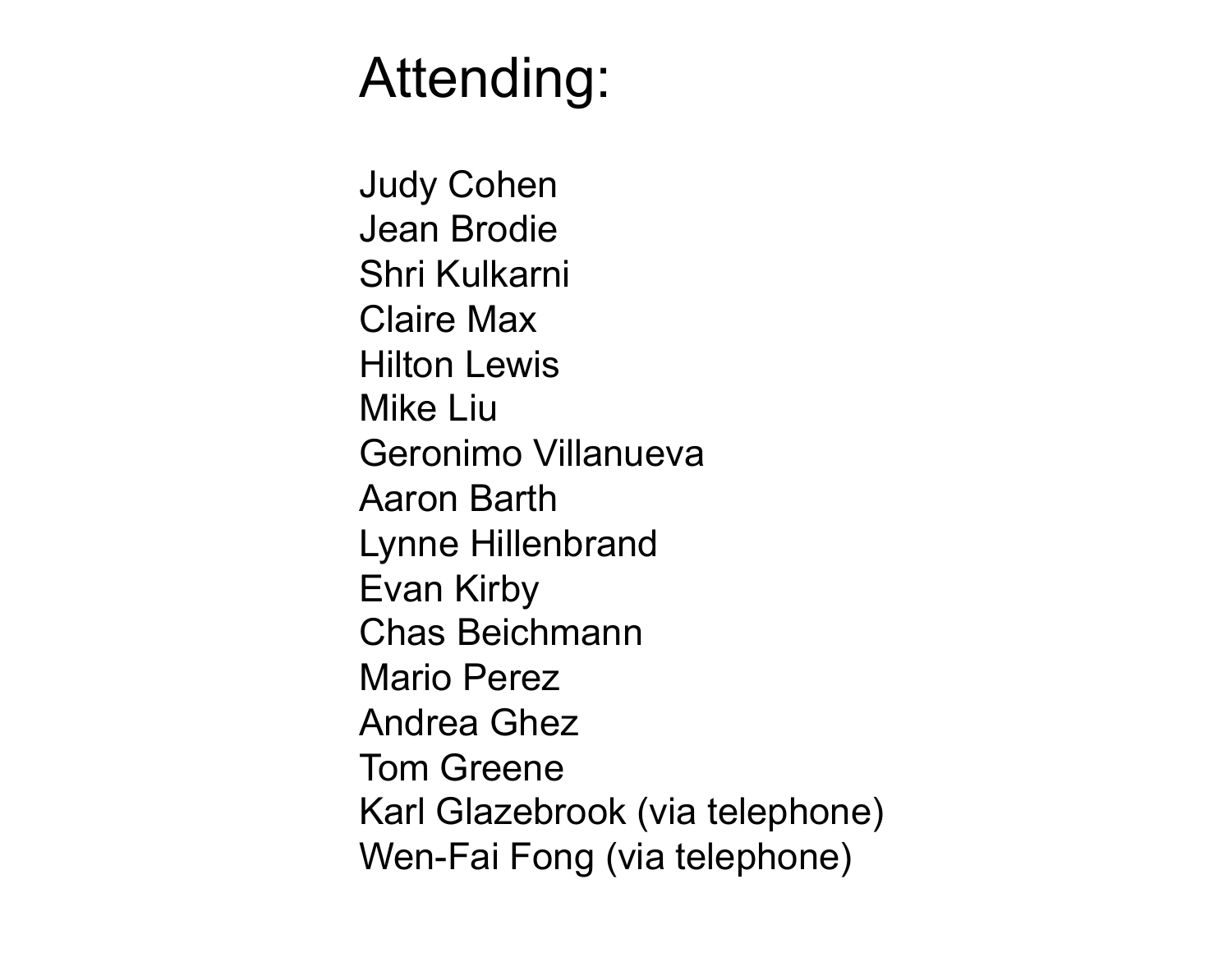# Attending:

Judy Cohen
Jean Brodie
Shri Kulkarni
Claire Max
Hilton Lewis
Mike Liu
Geronimo Villanueva
Aaron Barth
Lynne Hillenbrand
Evan Kirby
Chas Beichmann
Mario Perez
Andrea Ghez
Tom Greene
Karl Glazebrook (via telephone)
Wen-Fai Fong (via telephone)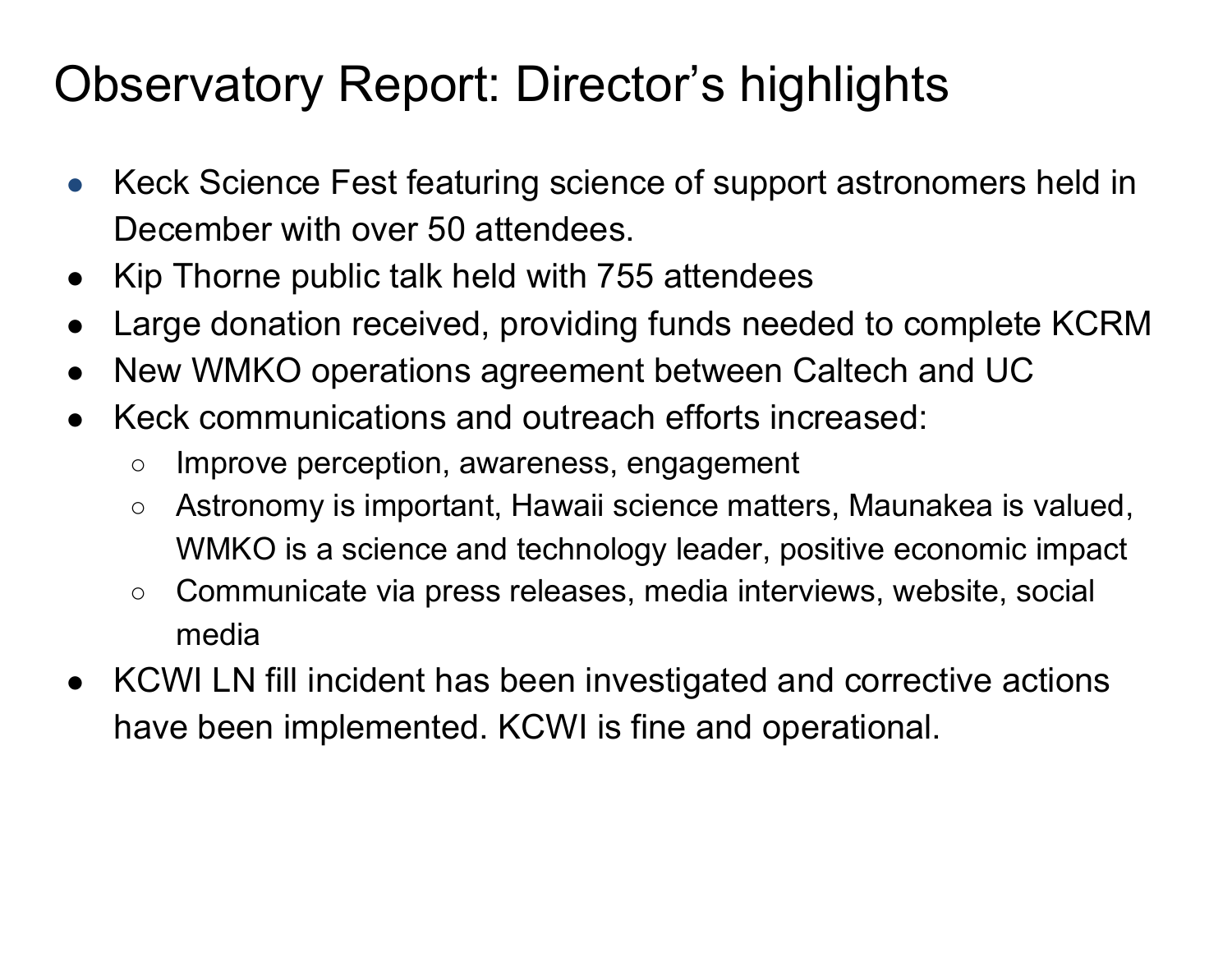# Observatory Report: Director's highlights

- Keck Science Fest featuring science of support astronomers held in December with over 50 attendees.
- Kip Thorne public talk held with 755 attendees
- Large donation received, providing funds needed to complete KCRM
- New WMKO operations agreement between Caltech and UC
- Keck communications and outreach efforts increased:
  - Improve perception, awareness, engagement
  - Astronomy is important, Hawaii science matters, Maunakea is valued, WMKO is a science and technology leader, positive economic impact
  - Communicate via press releases, media interviews, website, social media
- KCWI LN fill incident has been investigated and corrective actions have been implemented. KCWI is fine and operational.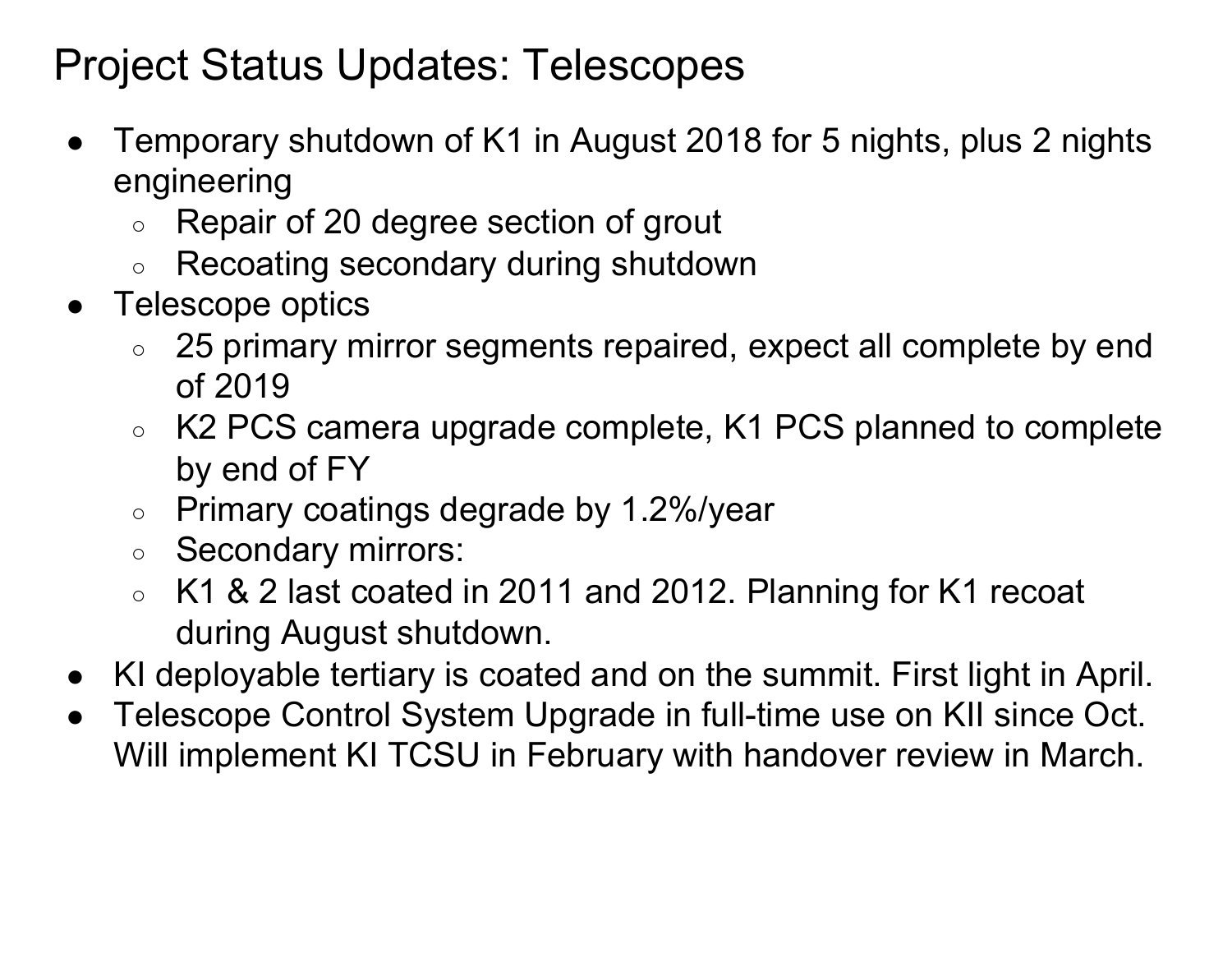# Project Status Updates: Telescopes

- Temporary shutdown of K1 in August 2018 for 5 nights, plus 2 nights engineering
  - Repair of 20 degree section of grout
  - Recoating secondary during shutdown
- Telescope optics
  - 25 primary mirror segments repaired, expect all complete by end of 2019
  - K2 PCS camera upgrade complete, K1 PCS planned to complete by end of FY
  - Primary coatings degrade by 1.2%/year
  - Secondary mirrors:
  - K1 & 2 last coated in 2011 and 2012. Planning for K1 recoat during August shutdown.
- KI deployable tertiary is coated and on the summit. First light in April.
- Telescope Control System Upgrade in full-time use on KII since Oct. Will implement KI TCSU in February with handover review in March.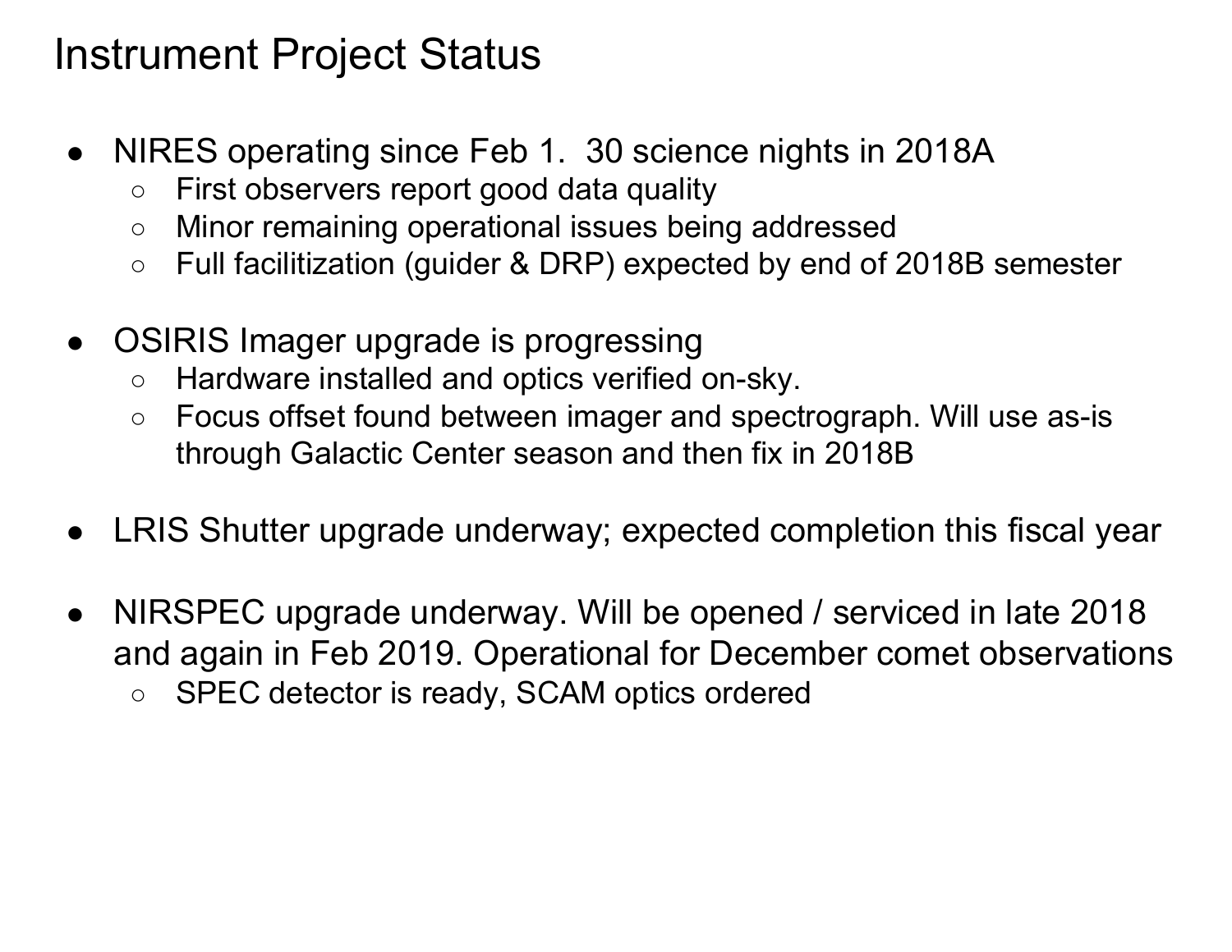# Instrument Project Status

- NIRES operating since Feb 1.  30 science nights in 2018A
  - First observers report good data quality
  - Minor remaining operational issues being addressed
  - Full facilitization (guider & DRP) expected by end of 2018B semester

- OSIRIS Imager upgrade is progressing
  - Hardware installed and optics verified on-sky.
  - Focus offset found between imager and spectrograph. Will use as-is through Galactic Center season and then fix in 2018B

- LRIS Shutter upgrade underway; expected completion this fiscal year

- NIRSPEC upgrade underway. Will be opened / serviced in late 2018 and again in Feb 2019. Operational for December comet observations
  - SPEC detector is ready, SCAM optics ordered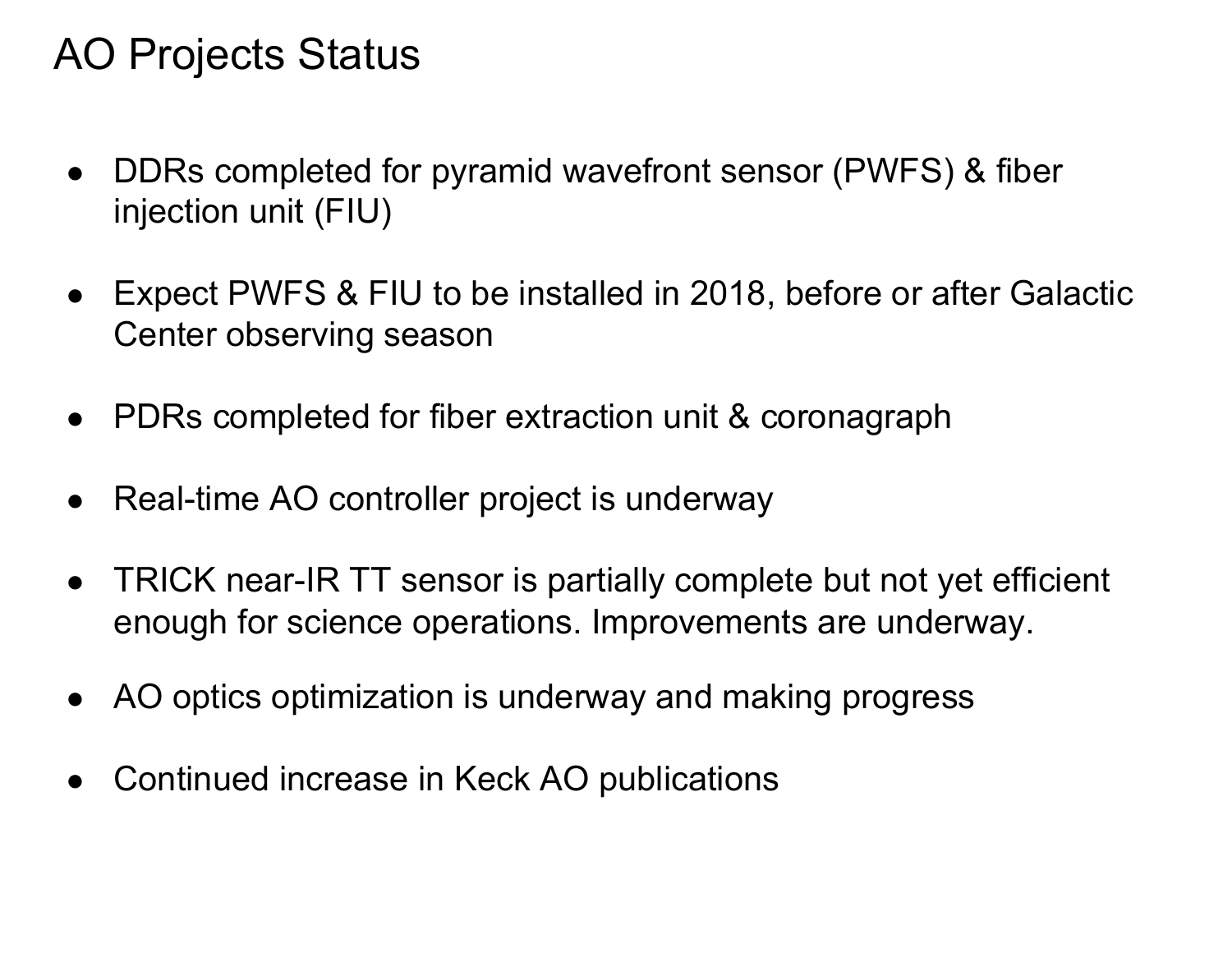# AO Projects Status

- DDRs completed for pyramid wavefront sensor (PWFS) & fiber injection unit (FIU)
- Expect PWFS & FIU to be installed in 2018, before or after Galactic Center observing season
- PDRs completed for fiber extraction unit & coronagraph
- Real-time AO controller project is underway
- TRICK near-IR TT sensor is partially complete but not yet efficient enough for science operations. Improvements are underway.
- AO optics optimization is underway and making progress
- Continued increase in Keck AO publications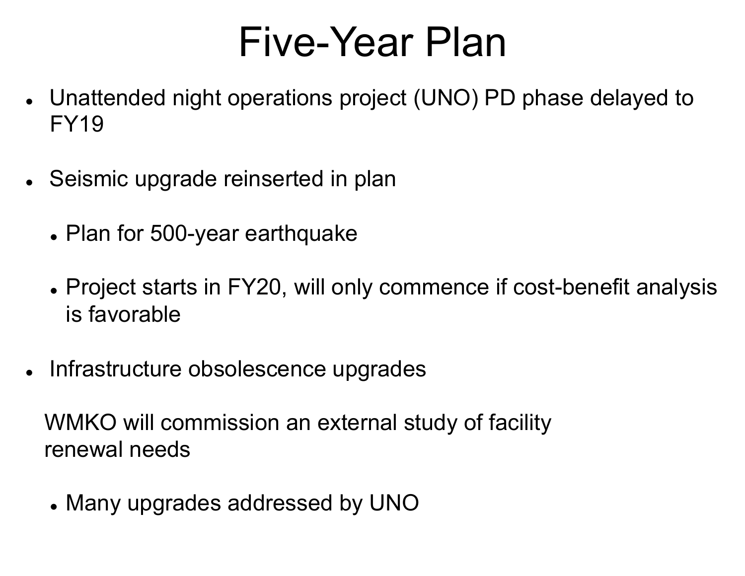# Five-Year Plan

- Unattended night operations project (UNO) PD phase delayed to FY19
- Seismic upgrade reinserted in plan
  - Plan for 500-year earthquake
  - Project starts in FY20, will only commence if cost-benefit analysis is favorable
- Infrastructure obsolescence upgrades

WMKO will commission an external study of facility renewal needs

  - Many upgrades addressed by UNO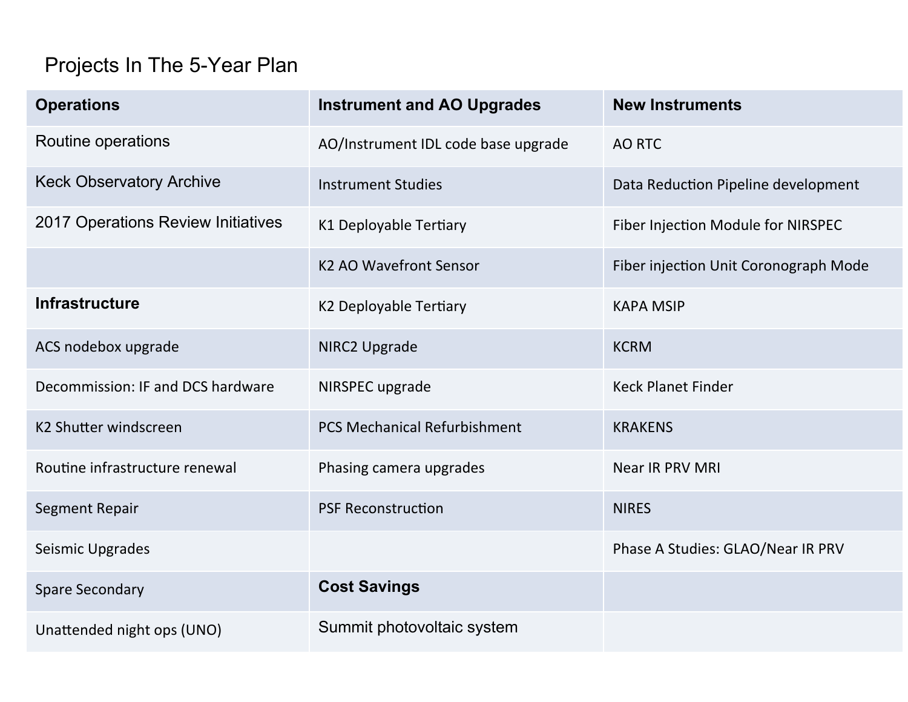# Projects In The 5-Year Plan

| Operations | Instrument and AO Upgrades | New Instruments |
|---|---|---|
| Routine operations | AO/Instrument IDL code base upgrade | AO RTC |
| Keck Observatory Archive | Instrument Studies | Data Reduction Pipeline development |
| 2017 Operations Review Initiatives | K1 Deployable Tertiary | Fiber Injection Module for NIRSPEC |
| | K2 AO Wavefront Sensor | Fiber injection Unit Coronograph Mode |
| **Infrastructure** | K2 Deployable Tertiary | KAPA MSIP |
| ACS nodebox upgrade | NIRC2 Upgrade | KCRM |
| Decommission: IF and DCS hardware | NIRSPEC upgrade | Keck Planet Finder |
| K2 Shutter windscreen | PCS Mechanical Refurbishment | KRAKENS |
| Routine infrastructure renewal | Phasing camera upgrades | Near IR PRV MRI |
| Segment Repair | PSF Reconstruction | NIRES |
| Seismic Upgrades | | Phase A Studies: GLAO/Near IR PRV |
| Spare Secondary | **Cost Savings** | |
| Unattended night ops (UNO) | Summit photovoltaic system | |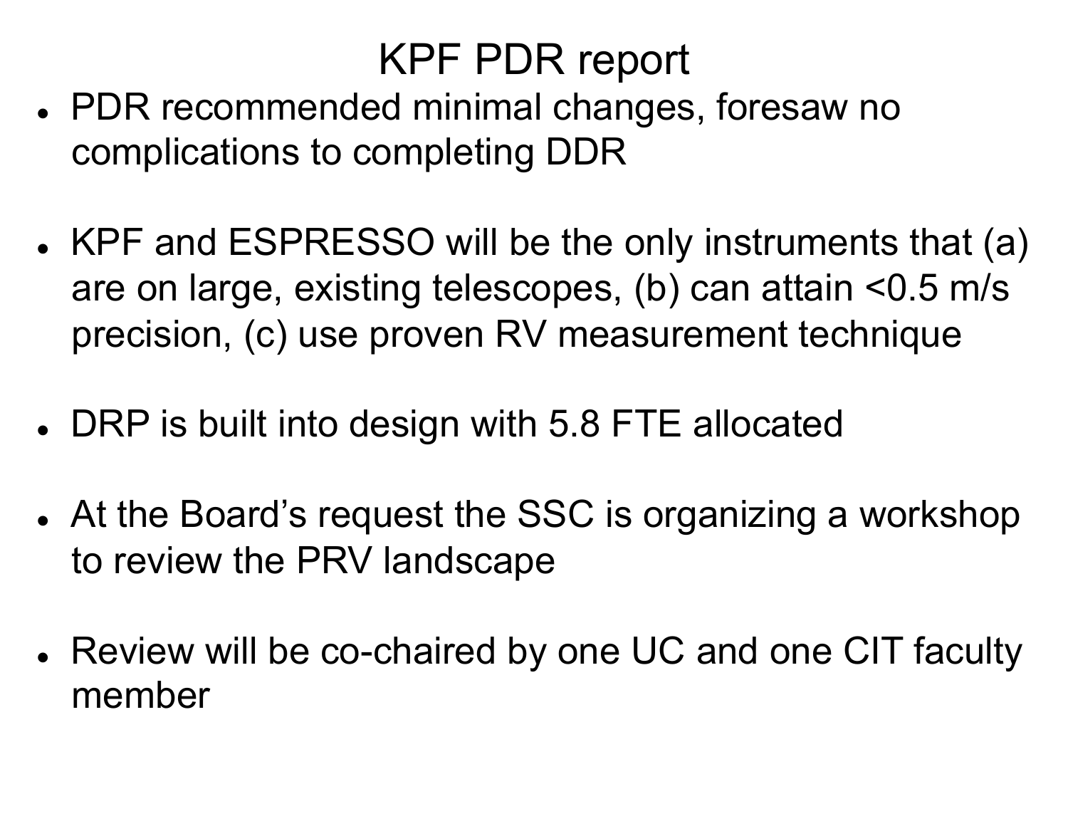# KPF PDR report

- PDR recommended minimal changes, foresaw no complications to completing DDR
- KPF and ESPRESSO will be the only instruments that (a) are on large, existing telescopes, (b) can attain <0.5 m/s precision, (c) use proven RV measurement technique
- DRP is built into design with 5.8 FTE allocated
- At the Board's request the SSC is organizing a workshop to review the PRV landscape
- Review will be co-chaired by one UC and one CIT faculty member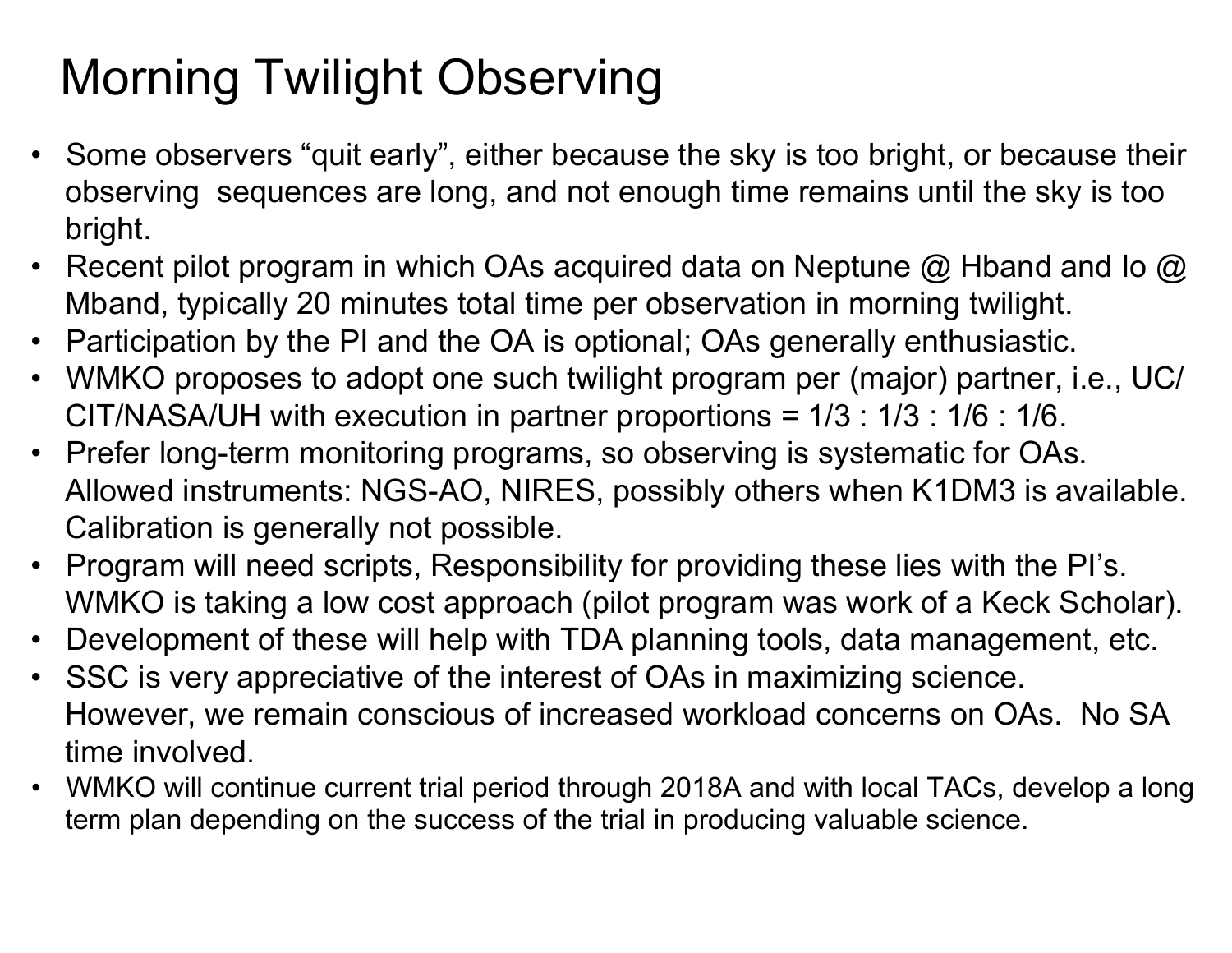# Morning Twilight Observing

- Some observers "quit early", either because the sky is too bright, or because their observing sequences are long, and not enough time remains until the sky is too bright.
- Recent pilot program in which OAs acquired data on Neptune @ Hband and Io @ Mband, typically 20 minutes total time per observation in morning twilight.
- Participation by the PI and the OA is optional; OAs generally enthusiastic.
- WMKO proposes to adopt one such twilight program per (major) partner, i.e., UC/CIT/NASA/UH with execution in partner proportions = 1/3 : 1/3 : 1/6 : 1/6.
- Prefer long-term monitoring programs, so observing is systematic for OAs. Allowed instruments: NGS-AO, NIRES, possibly others when K1DM3 is available. Calibration is generally not possible.
- Program will need scripts, Responsibility for providing these lies with the PI's. WMKO is taking a low cost approach (pilot program was work of a Keck Scholar).
- Development of these will help with TDA planning tools, data management, etc.
- SSC is very appreciative of the interest of OAs in maximizing science. However, we remain conscious of increased workload concerns on OAs. No SA time involved.
- WMKO will continue current trial period through 2018A and with local TACs, develop a long term plan depending on the success of the trial in producing valuable science.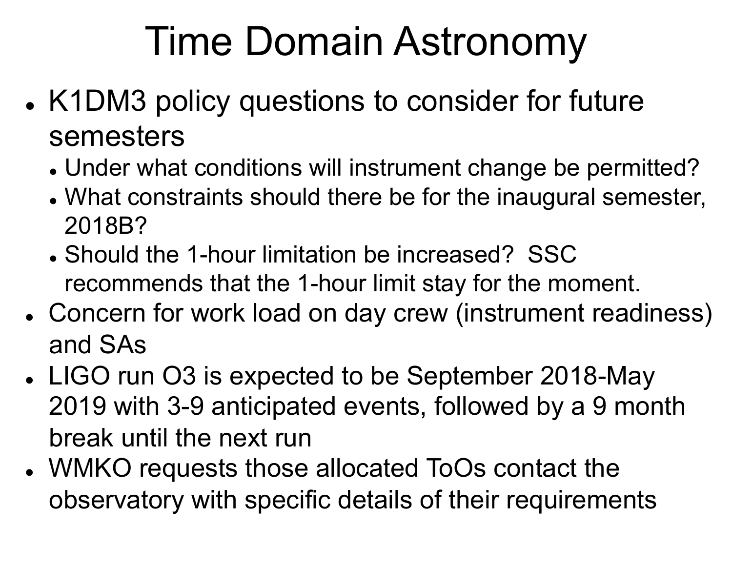# Time Domain Astronomy

- K1DM3 policy questions to consider for future semesters
  - Under what conditions will instrument change be permitted?
  - What constraints should there be for the inaugural semester, 2018B?
  - Should the 1-hour limitation be increased?  SSC recommends that the 1-hour limit stay for the moment.
- Concern for work load on day crew (instrument readiness) and SAs
- LIGO run O3 is expected to be September 2018-May 2019 with 3-9 anticipated events, followed by a 9 month break until the next run
- WMKO requests those allocated ToOs contact the observatory with specific details of their requirements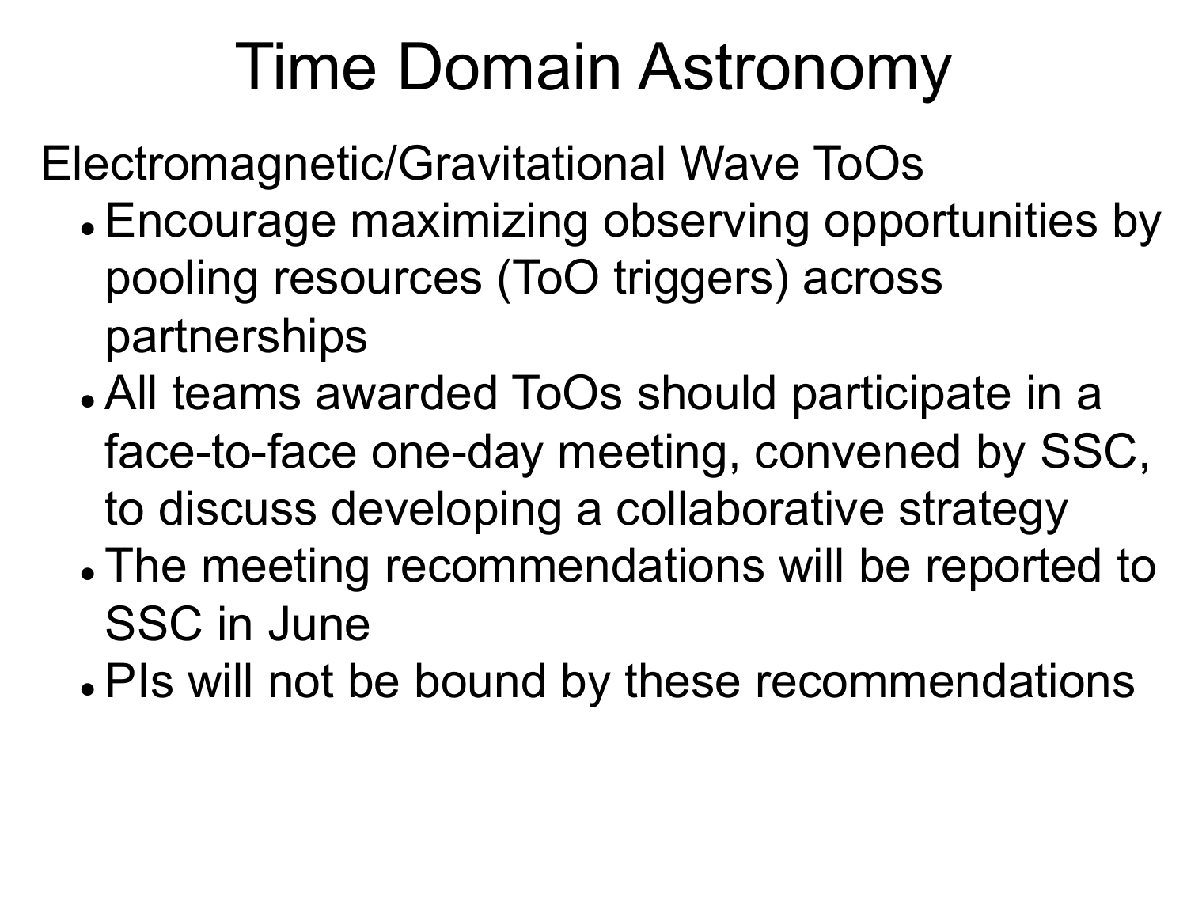# Time Domain Astronomy

Electromagnetic/Gravitational Wave ToOs

- Encourage maximizing observing opportunities by pooling resources (ToO triggers) across partnerships
- All teams awarded ToOs should participate in a face-to-face one-day meeting, convened by SSC, to discuss developing a collaborative strategy
- The meeting recommendations will be reported to SSC in June
- PIs will not be bound by these recommendations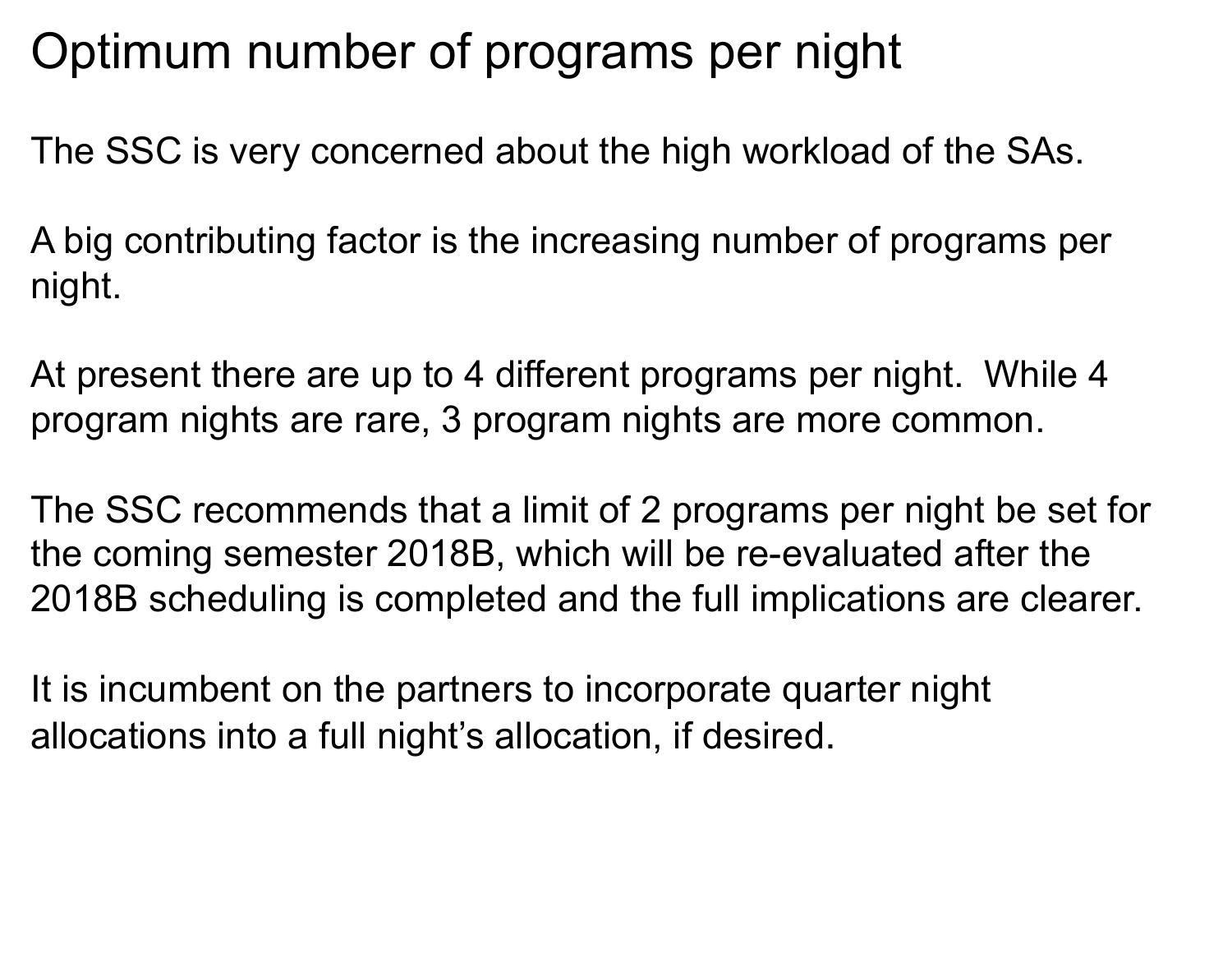# Optimum number of programs per night

The SSC is very concerned about the high workload of the SAs.

A big contributing factor is the increasing number of programs per night.

At present there are up to 4 different programs per night. While 4 program nights are rare, 3 program nights are more common.

The SSC recommends that a limit of 2 programs per night be set for the coming semester 2018B, which will be re-evaluated after the 2018B scheduling is completed and the full implications are clearer.

It is incumbent on the partners to incorporate quarter night allocations into a full night's allocation, if desired.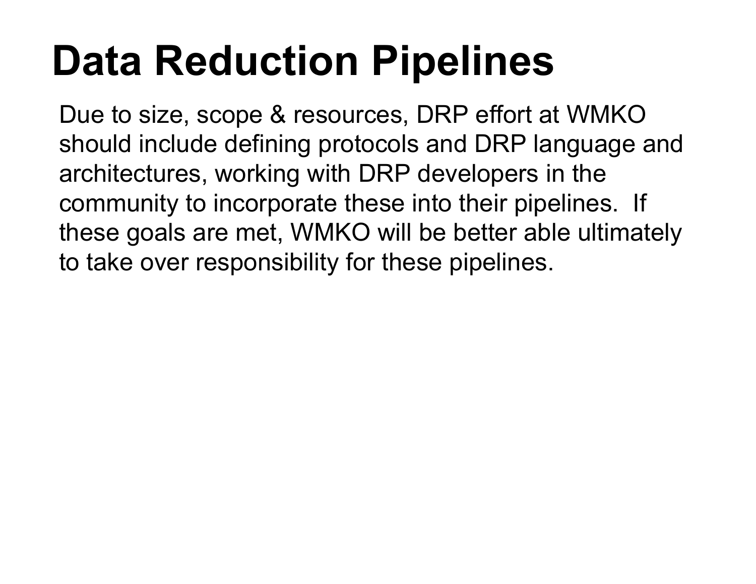# Data Reduction Pipelines

Due to size, scope & resources, DRP effort at WMKO should include defining protocols and DRP language and architectures, working with DRP developers in the community to incorporate these into their pipelines. If these goals are met, WMKO will be better able ultimately to take over responsibility for these pipelines.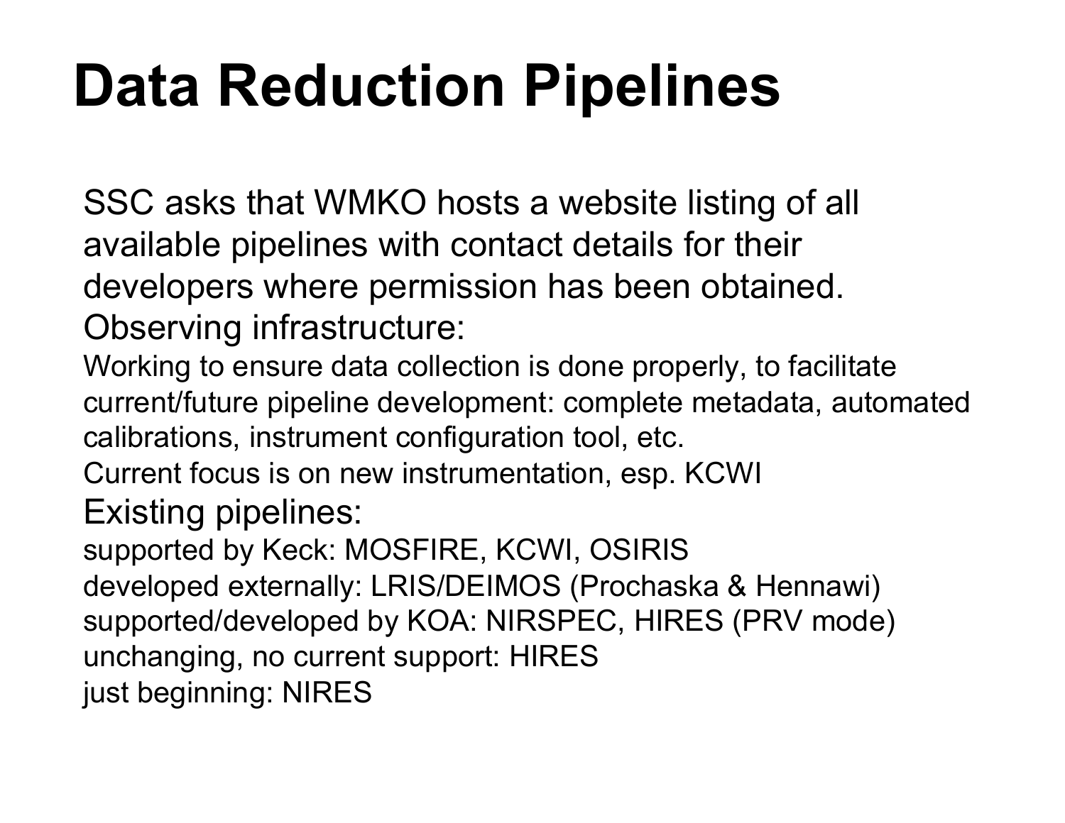# Data Reduction Pipelines

SSC asks that WMKO hosts a website listing of all available pipelines with contact details for their developers where permission has been obtained.

Observing infrastructure:

Working to ensure data collection is done properly, to facilitate current/future pipeline development: complete metadata, automated calibrations, instrument configuration tool, etc.
Current focus is on new instrumentation, esp. KCWI

Existing pipelines:

supported by Keck: MOSFIRE, KCWI, OSIRIS
developed externally: LRIS/DEIMOS (Prochaska & Hennawi)
supported/developed by KOA: NIRSPEC, HIRES (PRV mode)
unchanging, no current support: HIRES
just beginning: NIRES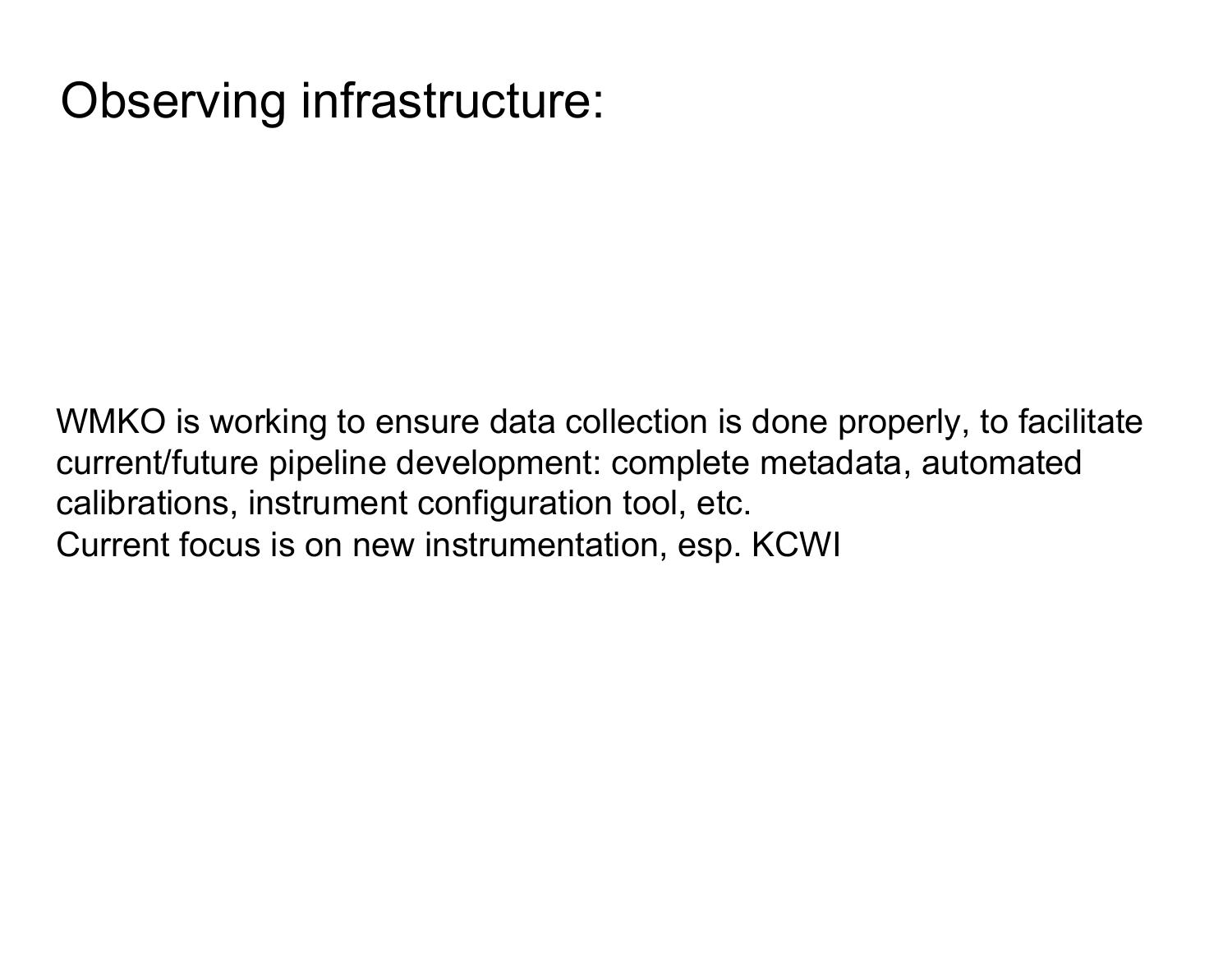# Observing infrastructure:

WMKO is working to ensure data collection is done properly, to facilitate current/future pipeline development: complete metadata, automated calibrations, instrument configuration tool, etc.

Current focus is on new instrumentation, esp. KCWI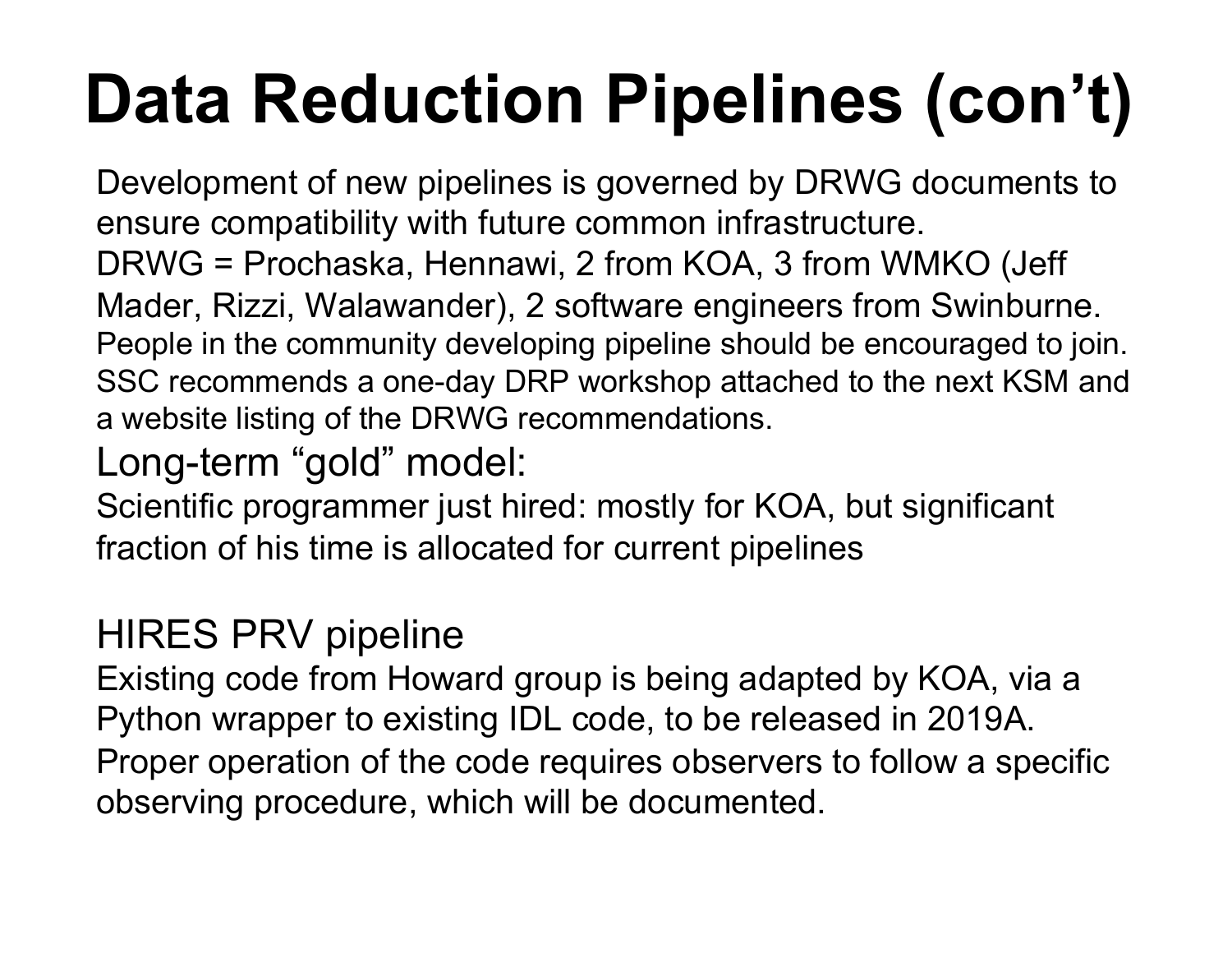# Data Reduction Pipelines (con't)

Development of new pipelines is governed by DRWG documents to ensure compatibility with future common infrastructure.

DRWG = Prochaska, Hennawi, 2 from KOA, 3 from WMKO (Jeff Mader, Rizzi, Walawander), 2 software engineers from Swinburne.

People in the community developing pipeline should be encouraged to join.

SSC recommends a one-day DRP workshop attached to the next KSM and a website listing of the DRWG recommendations.

## Long-term "gold" model:

Scientific programmer just hired: mostly for KOA, but significant fraction of his time is allocated for current pipelines

## HIRES PRV pipeline

Existing code from Howard group is being adapted by KOA, via a Python wrapper to existing IDL code, to be released in 2019A.

Proper operation of the code requires observers to follow a specific observing procedure, which will be documented.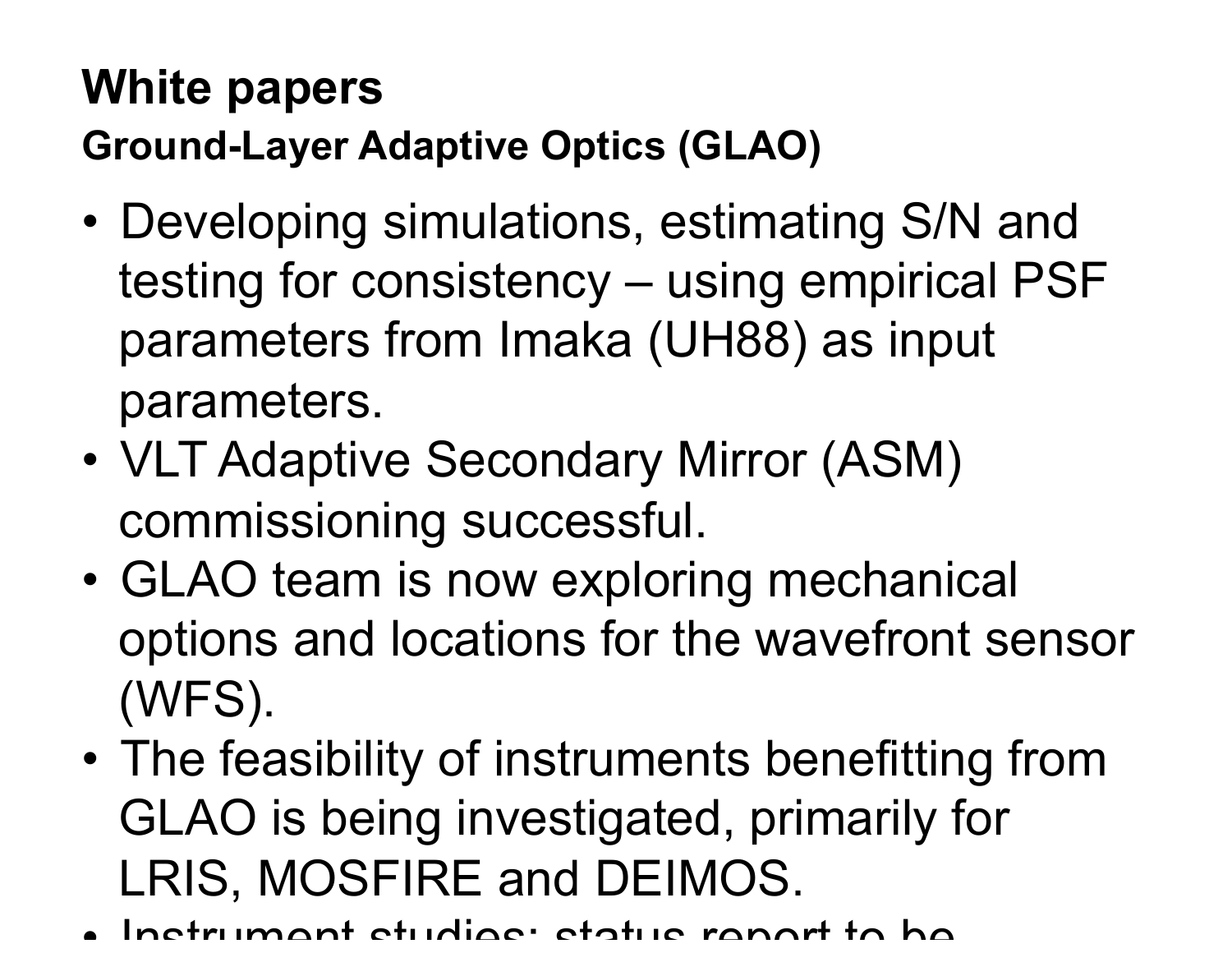# White papers

## Ground-Layer Adaptive Optics (GLAO)

- Developing simulations, estimating S/N and testing for consistency – using empirical PSF parameters from Imaka (UH88) as input parameters.
- VLT Adaptive Secondary Mirror (ASM) commissioning successful.
- GLAO team is now exploring mechanical options and locations for the wavefront sensor (WFS).
- The feasibility of instruments benefitting from GLAO is being investigated, primarily for LRIS, MOSFIRE and DEIMOS.
- Instrument studies: status report to be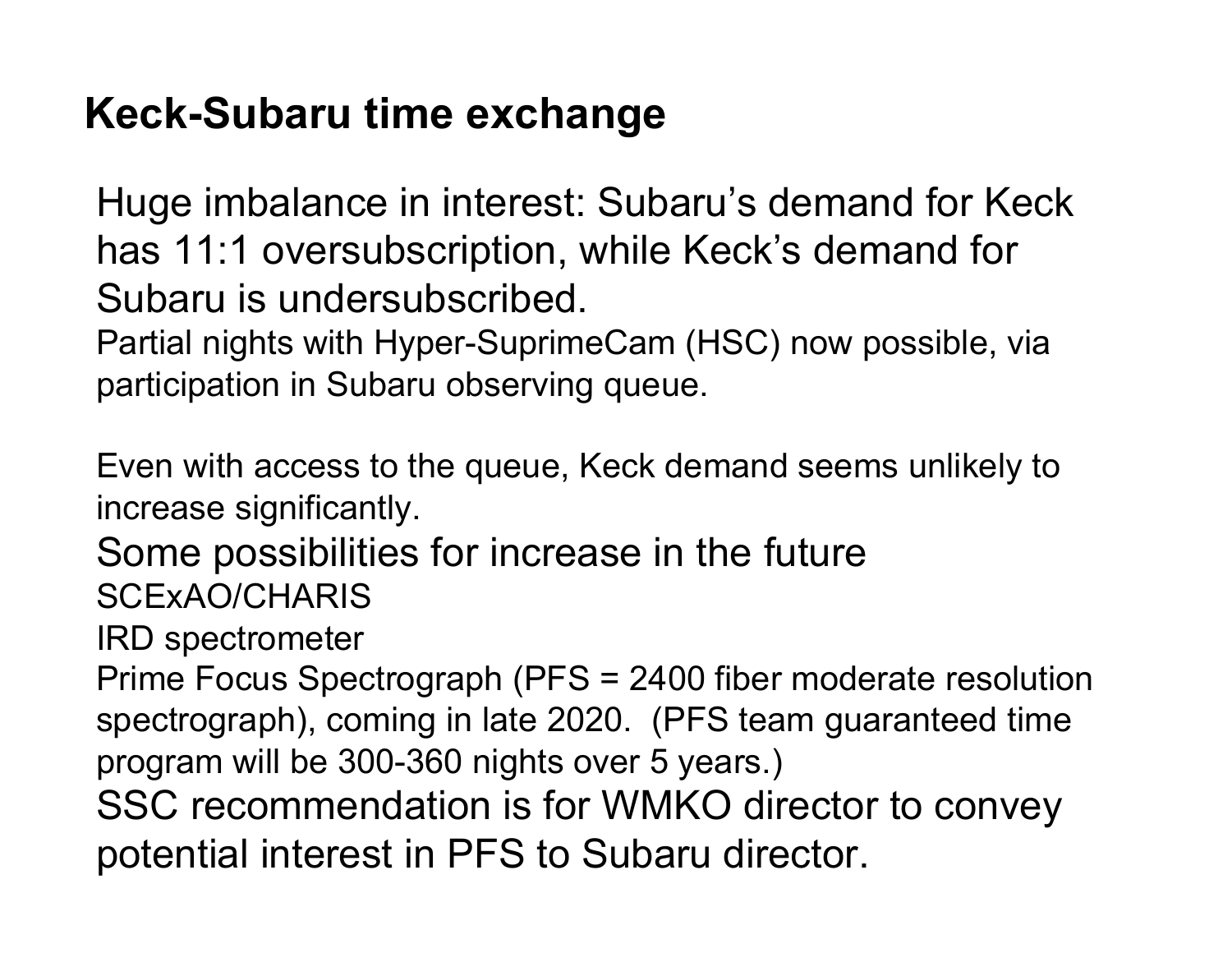## Keck-Subaru time exchange

Huge imbalance in interest: Subaru's demand for Keck has 11:1 oversubscription, while Keck's demand for Subaru is undersubscribed.

Partial nights with Hyper-SuprimeCam (HSC) now possible, via participation in Subaru observing queue.

Even with access to the queue, Keck demand seems unlikely to increase significantly.

Some possibilities for increase in the future

SCExAO/CHARIS

IRD spectrometer

Prime Focus Spectrograph (PFS = 2400 fiber moderate resolution spectrograph), coming in late 2020. (PFS team guaranteed time program will be 300-360 nights over 5 years.)

SSC recommendation is for WMKO director to convey potential interest in PFS to Subaru director.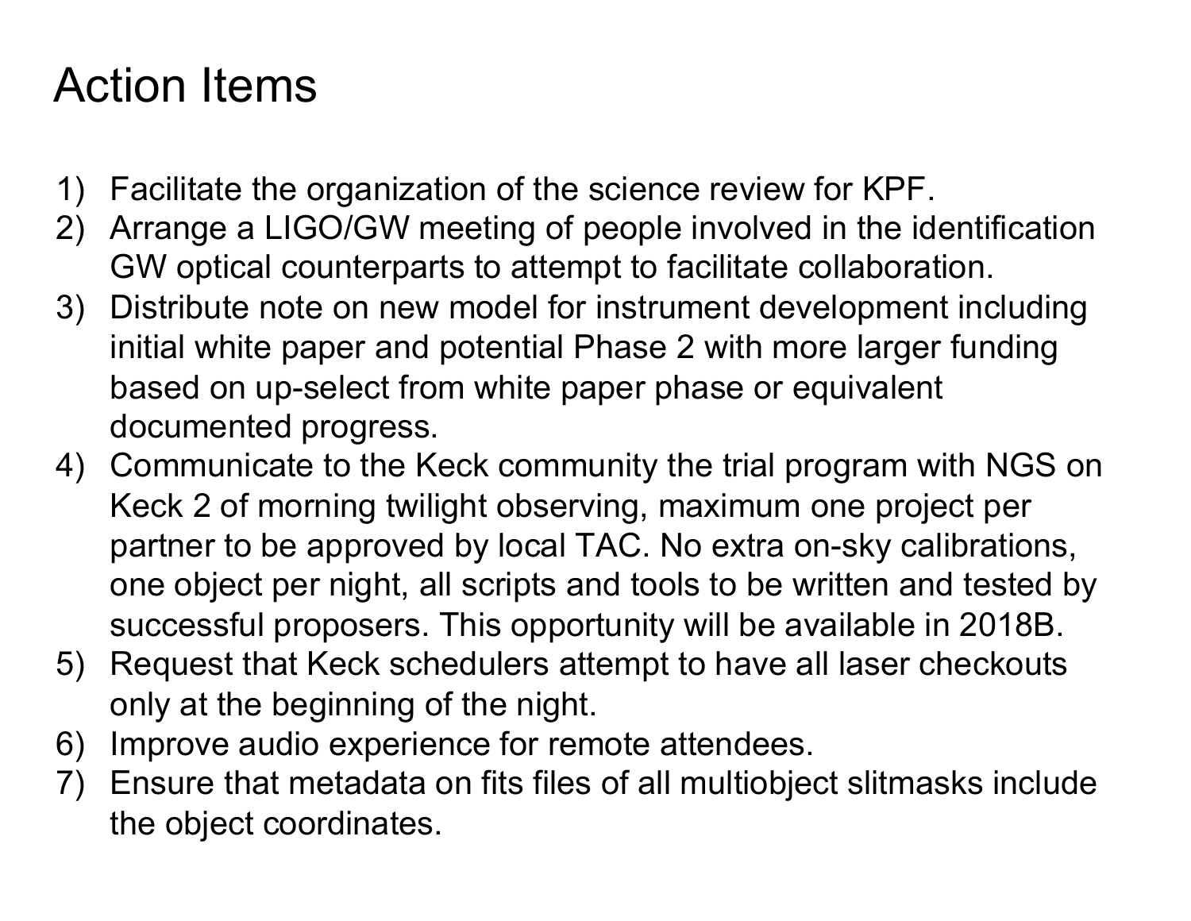# Action Items

1) Facilitate the organization of the science review for KPF.
2) Arrange a LIGO/GW meeting of people involved in the identification GW optical counterparts to attempt to facilitate collaboration.
3) Distribute note on new model for instrument development including initial white paper and potential Phase 2 with more larger funding based on up-select from white paper phase or equivalent documented progress.
4) Communicate to the Keck community the trial program with NGS on Keck 2 of morning twilight observing, maximum one project per partner to be approved by local TAC. No extra on-sky calibrations, one object per night, all scripts and tools to be written and tested by successful proposers. This opportunity will be available in 2018B.
5) Request that Keck schedulers attempt to have all laser checkouts only at the beginning of the night.
6) Improve audio experience for remote attendees.
7) Ensure that metadata on fits files of all multiobject slitmasks include the object coordinates.